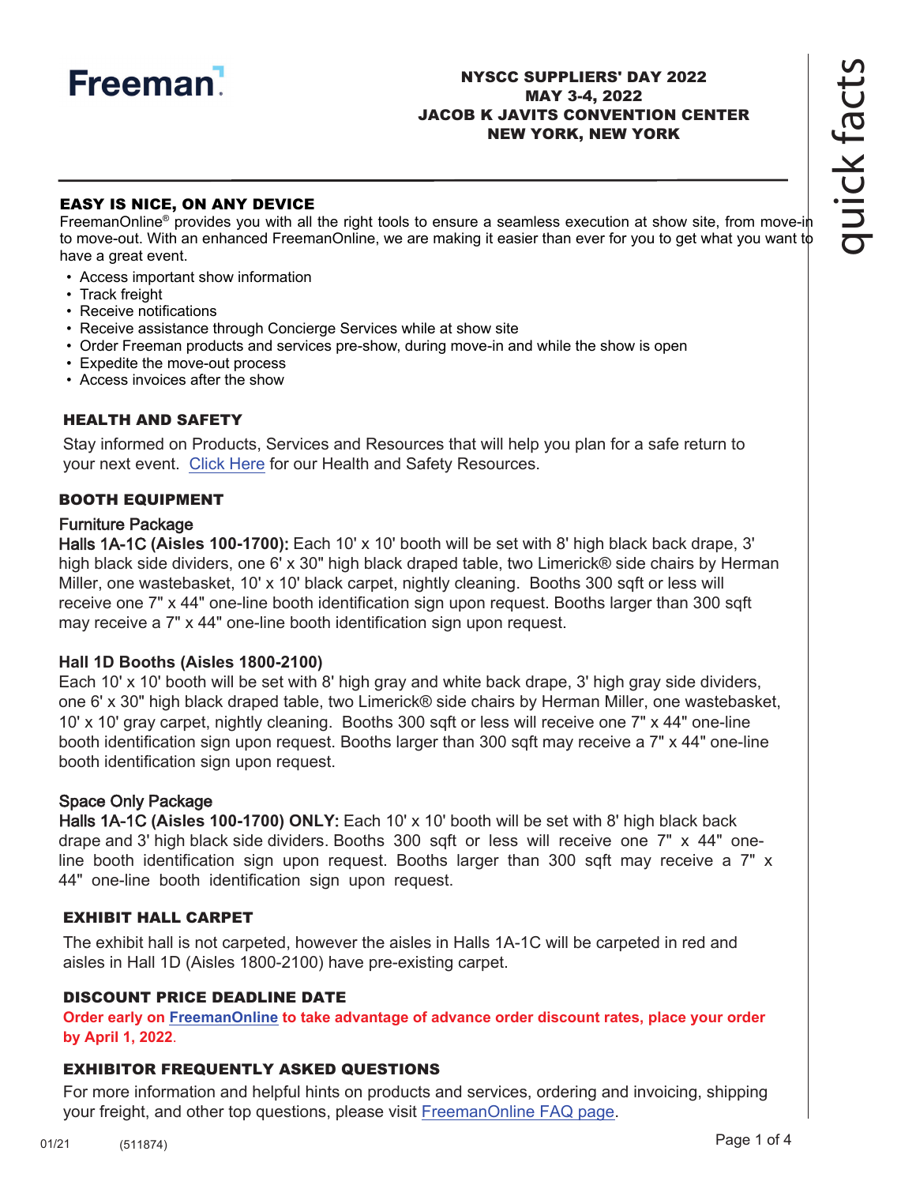Freeman

**NYSCC SUPPLIERS' DAY 2022**
**MAY 3-4, 2022**
**JACOB K JAVITS CONVENTION CENTER**
**NEW YORK, NEW YORK**

## EASY IS NICE, ON ANY DEVICE

FreemanOnline® provides you with all the right tools to ensure a seamless execution at show site, from move-in to move-out. With an enhanced FreemanOnline, we are making it easier than ever for you to get what you want to have a great event.

- Access important show information
- Track freight
- Receive notifications
- Receive assistance through Concierge Services while at show site
- Order Freeman products and services pre-show, during move-in and while the show is open
- Expedite the move-out process
- Access invoices after the show

## HEALTH AND SAFETY

Stay informed on Products, Services and Resources that will help you plan for a safe return to your next event. Click Here for our Health and Safety Resources.

## BOOTH EQUIPMENT

### Furniture Package

**Halls 1A-1C (Aisles 100-1700):** Each 10' x 10' booth will be set with 8' high black back drape, 3' high black side dividers, one 6' x 30" high black draped table, two Limerick® side chairs by Herman Miller, one wastebasket, 10' x 10' black carpet, nightly cleaning. Booths 300 sqft or less will receive one 7" x 44" one-line booth identification sign upon request. Booths larger than 300 sqft may receive a 7" x 44" one-line booth identification sign upon request.

**Hall 1D Booths (Aisles 1800-2100)**
Each 10' x 10' booth will be set with 8' high gray and white back drape, 3' high gray side dividers, one 6' x 30" high black draped table, two Limerick® side chairs by Herman Miller, one wastebasket, 10' x 10' gray carpet, nightly cleaning. Booths 300 sqft or less will receive one 7" x 44" one-line booth identification sign upon request. Booths larger than 300 sqft may receive a 7" x 44" one-line booth identification sign upon request.

### Space Only Package

**Halls 1A-1C (Aisles 100-1700) ONLY:** Each 10' x 10' booth will be set with 8' high black back drape and 3' high black side dividers. Booths 300 sqft or less will receive one 7" x 44" one-line booth identification sign upon request. Booths larger than 300 sqft may receive a 7" x 44" one-line booth identification sign upon request.

## EXHIBIT HALL CARPET

The exhibit hall is not carpeted, however the aisles in Halls 1A-1C will be carpeted in red and aisles in Hall 1D (Aisles 1800-2100) have pre-existing carpet.

## DISCOUNT PRICE DEADLINE DATE

**Order early on FreemanOnline to take advantage of advance order discount rates, place your order by April 1, 2022.**

## EXHIBITOR FREQUENTLY ASKED QUESTIONS

For more information and helpful hints on products and services, ordering and invoicing, shipping your freight, and other top questions, please visit FreemanOnline FAQ page.

01/21 (511874)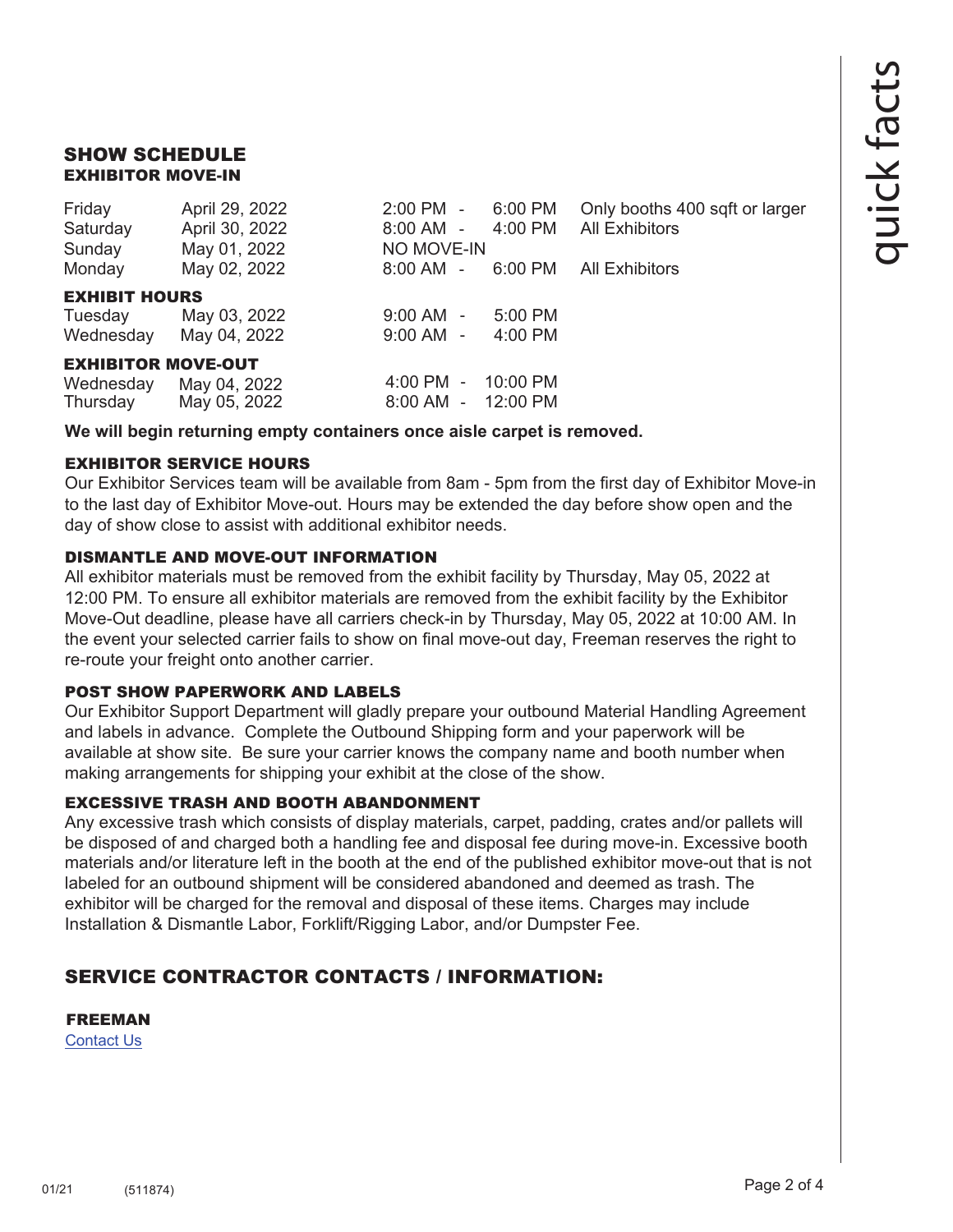## SHOW SCHEDULE

### EXHIBITOR MOVE-IN

| | | | |
|---|---|---|---|
| Friday | April 29, 2022 | 2:00 PM - 6:00 PM | Only booths 400 sqft or larger |
| Saturday | April 30, 2022 | 8:00 AM - 4:00 PM | All Exhibitors |
| Sunday | May 01, 2022 | NO MOVE-IN | |
| Monday | May 02, 2022 | 8:00 AM - 6:00 PM | All Exhibitors |

### EXHIBIT HOURS

| | | |
|---|---|---|
| Tuesday | May 03, 2022 | 9:00 AM - 5:00 PM |
| Wednesday | May 04, 2022 | 9:00 AM - 4:00 PM |

### EXHIBITOR MOVE-OUT

| | | |
|---|---|---|
| Wednesday | May 04, 2022 | 4:00 PM - 10:00 PM |
| Thursday | May 05, 2022 | 8:00 AM - 12:00 PM |

**We will begin returning empty containers once aisle carpet is removed.**

### EXHIBITOR SERVICE HOURS

Our Exhibitor Services team will be available from 8am - 5pm from the first day of Exhibitor Move-in to the last day of Exhibitor Move-out. Hours may be extended the day before show open and the day of show close to assist with additional exhibitor needs.

### DISMANTLE AND MOVE-OUT INFORMATION

All exhibitor materials must be removed from the exhibit facility by Thursday, May 05, 2022 at 12:00 PM. To ensure all exhibitor materials are removed from the exhibit facility by the Exhibitor Move-Out deadline, please have all carriers check-in by Thursday, May 05, 2022 at 10:00 AM. In the event your selected carrier fails to show on final move-out day, Freeman reserves the right to re-route your freight onto another carrier.

### POST SHOW PAPERWORK AND LABELS

Our Exhibitor Support Department will gladly prepare your outbound Material Handling Agreement and labels in advance. Complete the Outbound Shipping form and your paperwork will be available at show site. Be sure your carrier knows the company name and booth number when making arrangements for shipping your exhibit at the close of the show.

### EXCESSIVE TRASH AND BOOTH ABANDONMENT

Any excessive trash which consists of display materials, carpet, padding, crates and/or pallets will be disposed of and charged both a handling fee and disposal fee during move-in. Excessive booth materials and/or literature left in the booth at the end of the published exhibitor move-out that is not labeled for an outbound shipment will be considered abandoned and deemed as trash. The exhibitor will be charged for the removal and disposal of these items. Charges may include Installation & Dismantle Labor, Forklift/Rigging Labor, and/or Dumpster Fee.

## SERVICE CONTRACTOR CONTACTS / INFORMATION:

### FREEMAN

Contact Us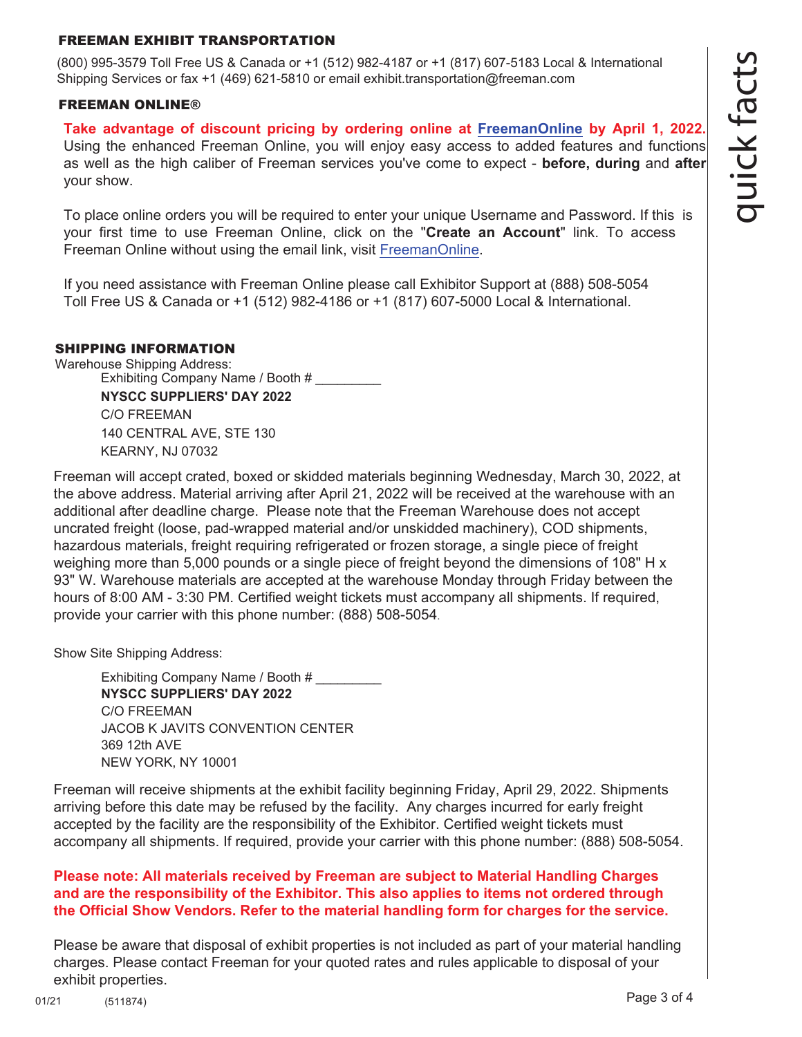## FREEMAN EXHIBIT TRANSPORTATION

(800) 995-3579 Toll Free US & Canada or +1 (512) 982-4187 or +1 (817) 607-5183 Local & International Shipping Services or fax +1 (469) 621-5810 or email exhibit.transportation@freeman.com

## FREEMAN ONLINE®

**Take advantage of discount pricing by ordering online at FreemanOnline by April 1, 2022.** Using the enhanced Freeman Online, you will enjoy easy access to added features and functions as well as the high caliber of Freeman services you've come to expect - **before, during** and **after** your show.

To place online orders you will be required to enter your unique Username and Password. If this is your first time to use Freeman Online, click on the "**Create an Account**" link. To access Freeman Online without using the email link, visit FreemanOnline.

If you need assistance with Freeman Online please call Exhibitor Support at (888) 508-5054 Toll Free US & Canada or +1 (512) 982-4186 or +1 (817) 607-5000 Local & International.

## SHIPPING INFORMATION

Warehouse Shipping Address:

Exhibiting Company Name / Booth # _________
**NYSCC SUPPLIERS' DAY 2022**
C/O FREEMAN
140 CENTRAL AVE, STE 130
KEARNY, NJ 07032

Freeman will accept crated, boxed or skidded materials beginning Wednesday, March 30, 2022, at the above address. Material arriving after April 21, 2022 will be received at the warehouse with an additional after deadline charge. Please note that the Freeman Warehouse does not accept uncrated freight (loose, pad-wrapped material and/or unskidded machinery), COD shipments, hazardous materials, freight requiring refrigerated or frozen storage, a single piece of freight weighing more than 5,000 pounds or a single piece of freight beyond the dimensions of 108" H x 93" W. Warehouse materials are accepted at the warehouse Monday through Friday between the hours of 8:00 AM - 3:30 PM. Certified weight tickets must accompany all shipments. If required, provide your carrier with this phone number: (888) 508-5054.

Show Site Shipping Address:

Exhibiting Company Name / Booth # _________
**NYSCC SUPPLIERS' DAY 2022**
C/O FREEMAN
JACOB K JAVITS CONVENTION CENTER
369 12th AVE
NEW YORK, NY 10001

Freeman will receive shipments at the exhibit facility beginning Friday, April 29, 2022. Shipments arriving before this date may be refused by the facility. Any charges incurred for early freight accepted by the facility are the responsibility of the Exhibitor. Certified weight tickets must accompany all shipments. If required, provide your carrier with this phone number: (888) 508-5054.

**Please note: All materials received by Freeman are subject to Material Handling Charges and are the responsibility of the Exhibitor. This also applies to items not ordered through the Official Show Vendors. Refer to the material handling form for charges for the service.**

Please be aware that disposal of exhibit properties is not included as part of your material handling charges. Please contact Freeman for your quoted rates and rules applicable to disposal of your exhibit properties.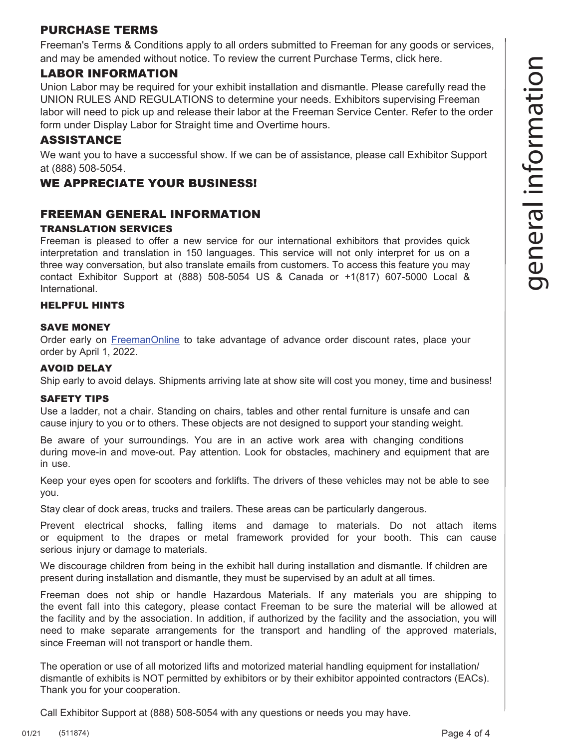## PURCHASE TERMS

Freeman's Terms & Conditions apply to all orders submitted to Freeman for any goods or services, and may be amended without notice. To review the current Purchase Terms, click here.

## LABOR INFORMATION

Union Labor may be required for your exhibit installation and dismantle. Please carefully read the UNION RULES AND REGULATIONS to determine your needs. Exhibitors supervising Freeman labor will need to pick up and release their labor at the Freeman Service Center. Refer to the order form under Display Labor for Straight time and Overtime hours.

## ASSISTANCE

We want you to have a successful show. If we can be of assistance, please call Exhibitor Support at (888) 508-5054.

## WE APPRECIATE YOUR BUSINESS!

## FREEMAN GENERAL INFORMATION

### TRANSLATION SERVICES

Freeman is pleased to offer a new service for our international exhibitors that provides quick interpretation and translation in 150 languages. This service will not only interpret for us on a three way conversation, but also translate emails from customers. To access this feature you may contact Exhibitor Support at (888) 508-5054 US & Canada or +1(817) 607-5000 Local & International.

### HELPFUL HINTS

### SAVE MONEY

Order early on [FreemanOnline] to take advantage of advance order discount rates, place your order by April 1, 2022.

### AVOID DELAY

Ship early to avoid delays. Shipments arriving late at show site will cost you money, time and business!

### SAFETY TIPS

Use a ladder, not a chair. Standing on chairs, tables and other rental furniture is unsafe and can cause injury to you or to others. These objects are not designed to support your standing weight.

Be aware of your surroundings. You are in an active work area with changing conditions during move-in and move-out. Pay attention. Look for obstacles, machinery and equipment that are in use.

Keep your eyes open for scooters and forklifts. The drivers of these vehicles may not be able to see you.

Stay clear of dock areas, trucks and trailers. These areas can be particularly dangerous.

Prevent electrical shocks, falling items and damage to materials. Do not attach items or equipment to the drapes or metal framework provided for your booth. This can cause serious injury or damage to materials.

We discourage children from being in the exhibit hall during installation and dismantle. If children are present during installation and dismantle, they must be supervised by an adult at all times.

Freeman does not ship or handle Hazardous Materials. If any materials you are shipping to the event fall into this category, please contact Freeman to be sure the material will be allowed at the facility and by the association. In addition, if authorized by the facility and the association, you will need to make separate arrangements for the transport and handling of the approved materials, since Freeman will not transport or handle them.

The operation or use of all motorized lifts and motorized material handling equipment for installation/ dismantle of exhibits is NOT permitted by exhibitors or by their exhibitor appointed contractors (EACs). Thank you for your cooperation.

Call Exhibitor Support at (888) 508-5054 with any questions or needs you may have.

general information

01/21 (511874)